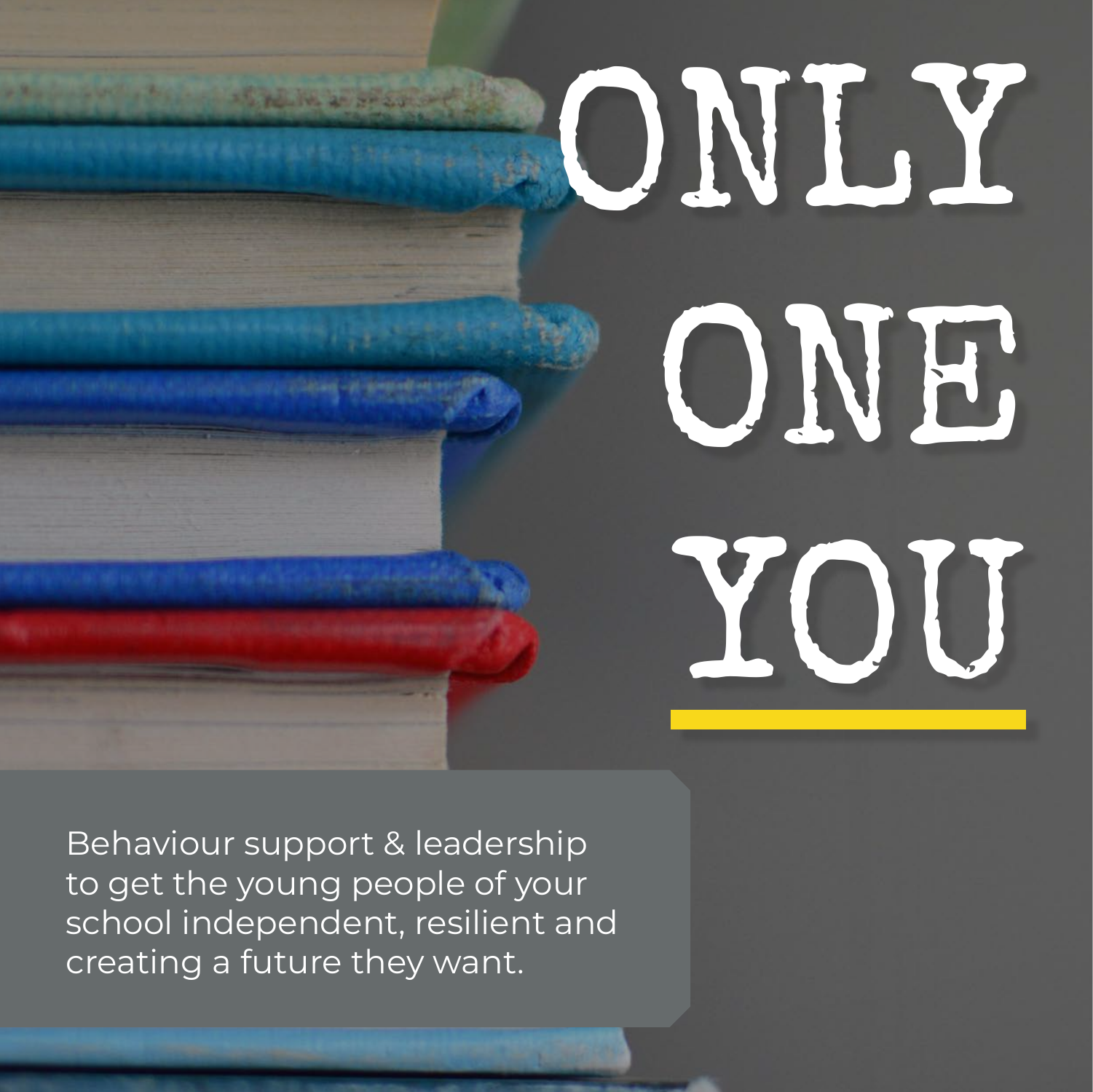# ONLY ONE YOU

Behaviour support & leadership to get the young people of your school independent, resilient and creating a future they want.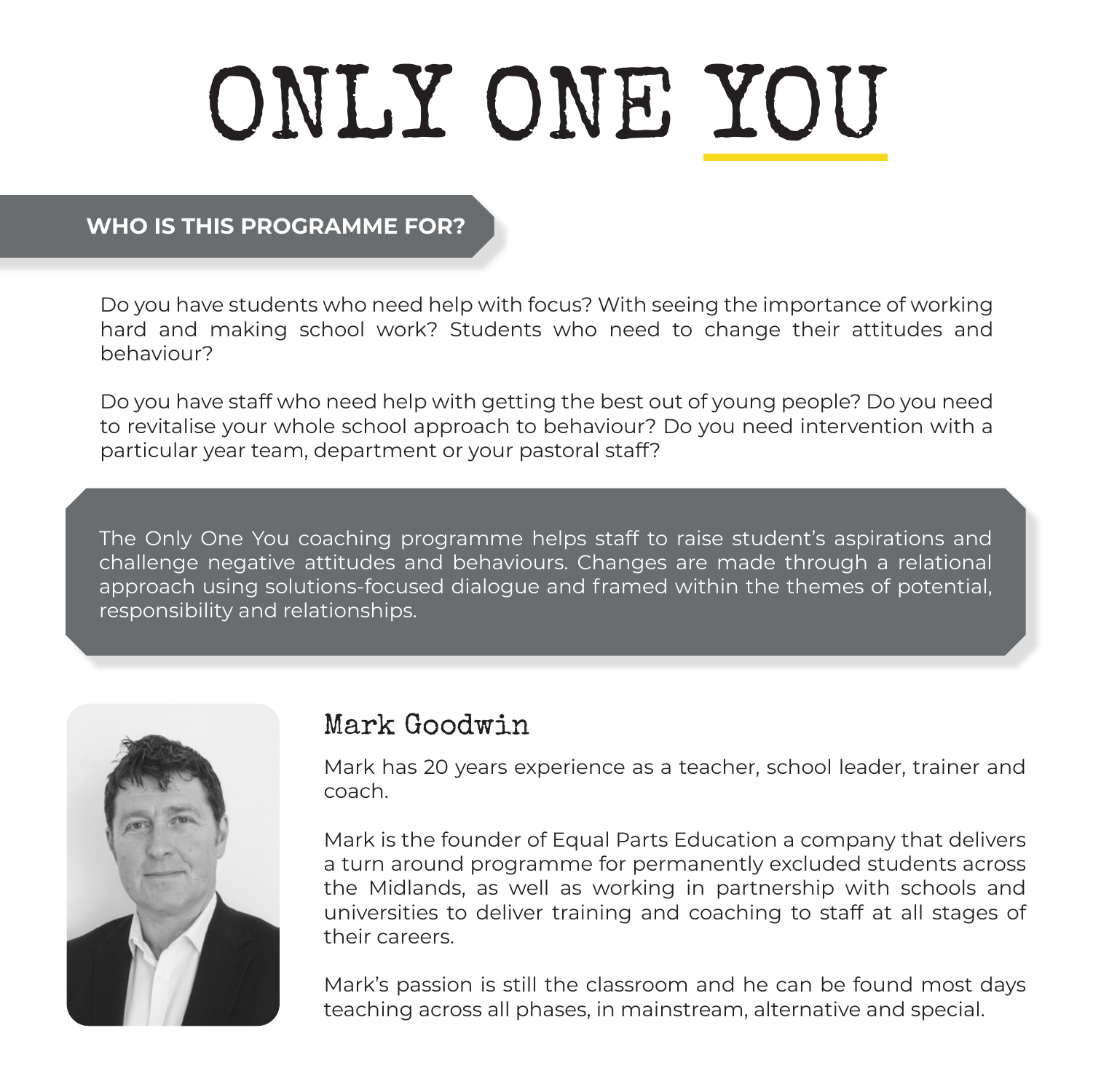# ONLY ONE YOU

## WHO IS THIS PROGRAMME FOR?

Do you have students who need help with focus? With seeing the importance of working hard and making school work? Students who need to change their attitudes and behaviour?

Do you have staff who need help with getting the best out of young people? Do you need to revitalise your whole school approach to behaviour? Do you need intervention with a particular year team, department or your pastoral staff?

The Only One You coaching programme helps staff to raise student's aspirations and challenge negative attitudes and behaviours. Changes are made through a relational approach using solutions-focused dialogue and framed within the themes of potential, responsibility and relationships.

### Mark Goodwin

Mark has 20 years experience as a teacher, school leader, trainer and coach.

Mark is the founder of Equal Parts Education a company that delivers a turn around programme for permanently excluded students across the Midlands, as well as working in partnership with schools and universities to deliver training and coaching to staff at all stages of their careers.

Mark's passion is still the classroom and he can be found most days teaching across all phases, in mainstream, alternative and special.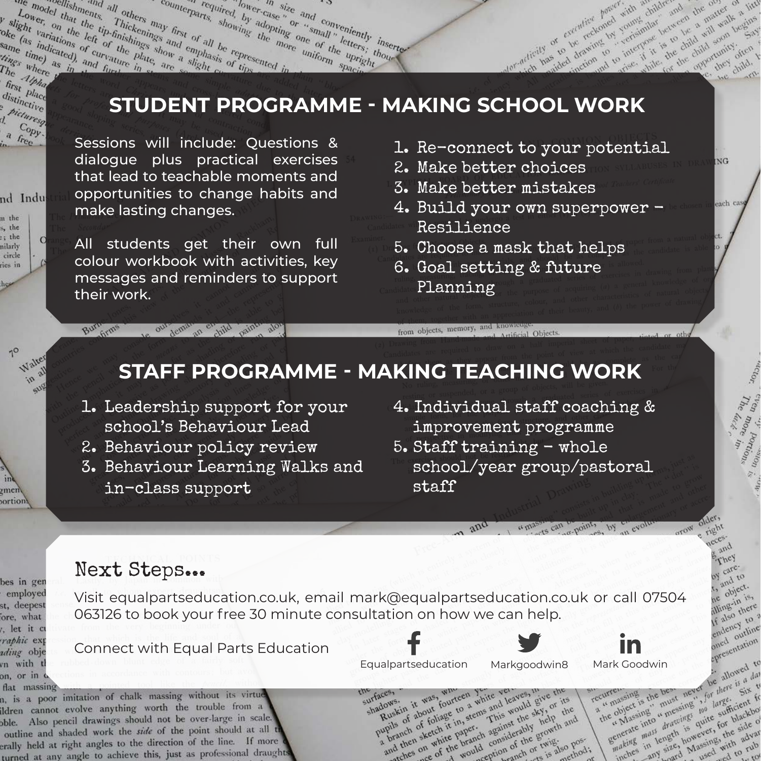## STUDENT PROGRAMME - MAKING SCHOOL WORK

Sessions will include: Questions & dialogue plus practical exercises that lead to teachable moments and opportunities to change habits and make lasting changes.

All students get their own full colour workbook with activities, key messages and reminders to support their work.

1. Re-connect to your potential
2. Make better choices
3. Make better mistakes
4. Build your own superpower - Resilience
5. Choose a mask that helps
6. Goal setting & future Planning

## STAFF PROGRAMME - MAKING TEACHING WORK

1. Leadership support for your school's Behaviour Lead
2. Behaviour policy review
3. Behaviour Learning Walks and in-class support
4. Individual staff coaching & improvement programme
5. Staff training - whole school/year group/pastoral staff

### Next Steps...

Visit equalpartseducation.co.uk, email mark@equalpartseducation.co.uk or call 07504 063126 to book your free 30 minute consultation on how we can help.

Connect with Equal Parts Education

Equalpartseducation

Markgoodwin8

Mark Goodwin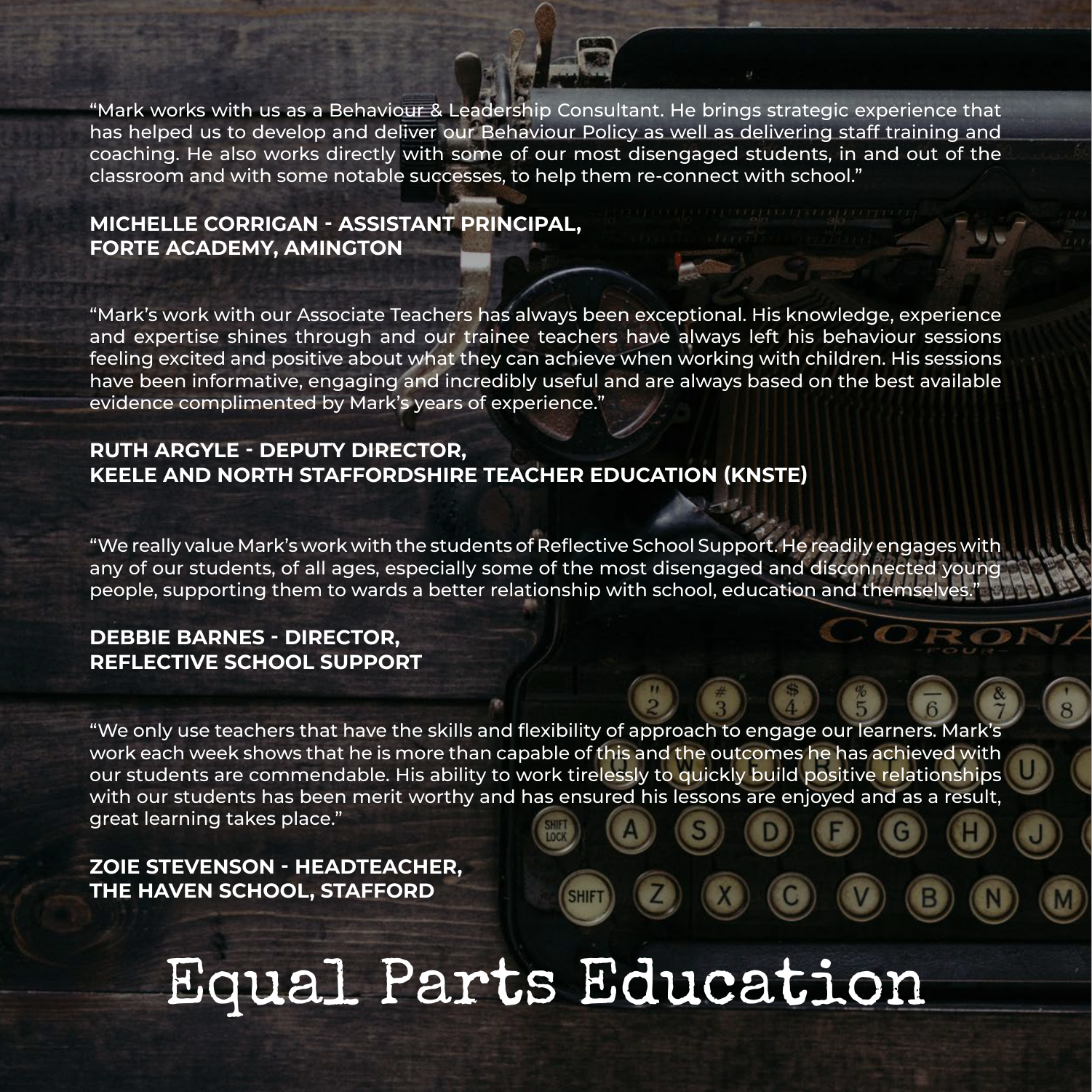"Mark works with us as a Behaviour & Leadership Consultant. He brings strategic experience that has helped us to develop and deliver our Behaviour Policy as well as delivering staff training and coaching. He also works directly with some of our most disengaged students, in and out of the classroom and with some notable successes, to help them re-connect with school."

**MICHELLE CORRIGAN - ASSISTANT PRINCIPAL,**
**FORTE ACADEMY, AMINGTON**

"Mark's work with our Associate Teachers has always been exceptional. His knowledge, experience and expertise shines through and our trainee teachers have always left his behaviour sessions feeling excited and positive about what they can achieve when working with children. His sessions have been informative, engaging and incredibly useful and are always based on the best available evidence complimented by Mark's years of experience."

**RUTH ARGYLE - DEPUTY DIRECTOR,**
**KEELE AND NORTH STAFFORDSHIRE TEACHER EDUCATION (KNSTE)**

"We really value Mark's work with the students of Reflective School Support. He readily engages with any of our students, of all ages, especially some of the most disengaged and disconnected young people, supporting them to wards a better relationship with school, education and themselves."

**DEBBIE BARNES - DIRECTOR,**
**REFLECTIVE SCHOOL SUPPORT**

"We only use teachers that have the skills and flexibility of approach to engage our learners. Mark's work each week shows that he is more than capable of this and the outcomes he has achieved with our students are commendable. His ability to work tirelessly to quickly build positive relationships with our students has been merit worthy and has ensured his lessons are enjoyed and as a result, great learning takes place."

**ZOIE STEVENSON - HEADTEACHER,**
**THE HAVEN SCHOOL, STAFFORD**

# Equal Parts Education